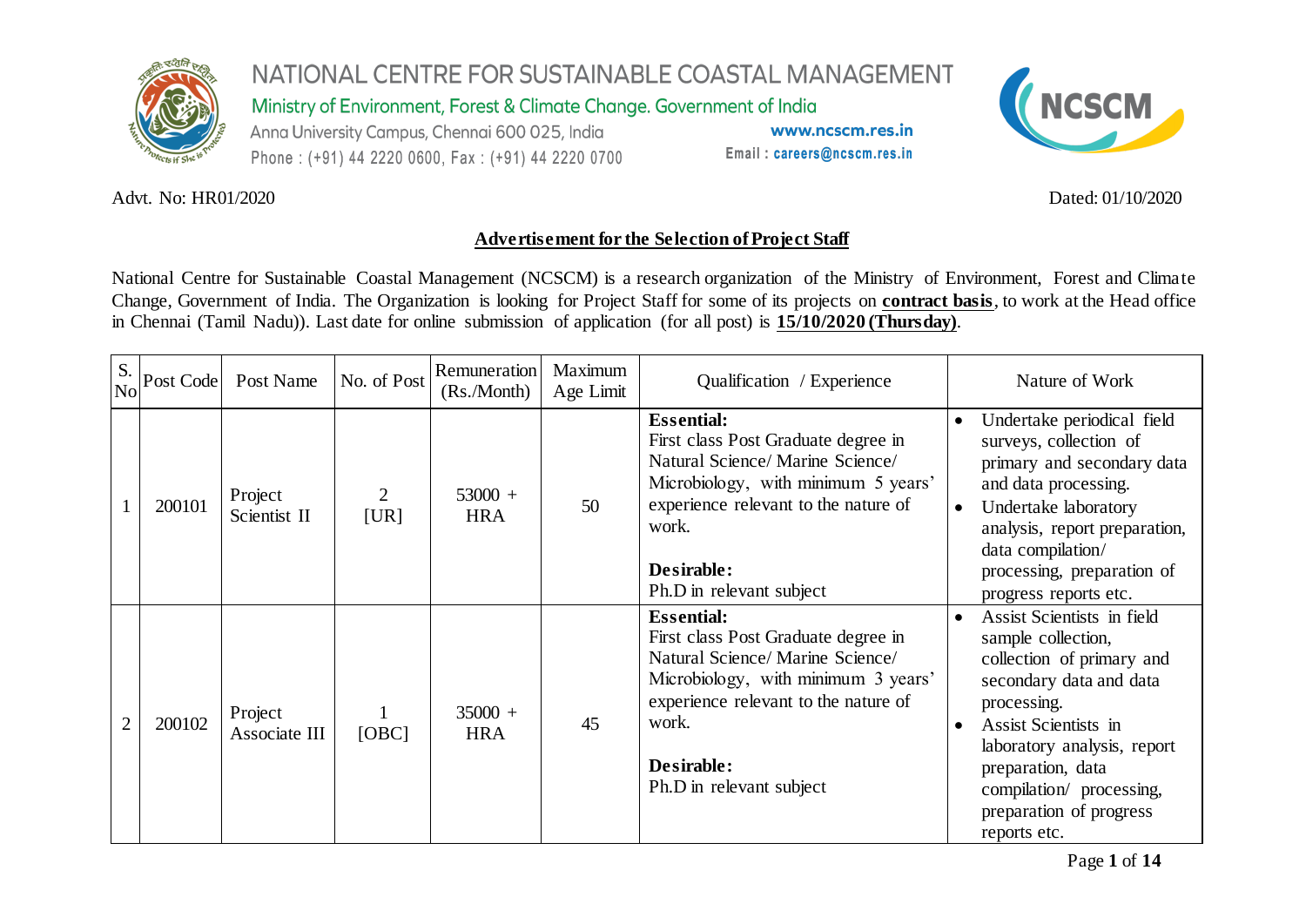# NATIONAL CENTRE FOR SUSTAINABLE COASTAL MANAGEMENT

Ministry of Environment, Forest & Climate Change. Government of India

Anna University Campus, Chennai 600 025, India

Phone : (+91) 44 2220 0600, Fax : (+91) 44 2220 0700

www.ncscm.res.in

Email : careers@ncscm.res.in

Advt. No: HR01/2020 Dated: 01/10/2020

## Advertisement for the Selection of Project Staff

National Centre for Sustainable Coastal Management (NCSCM) is a research organization of the Ministry of Environment, Forest and Climate Change, Government of India. The Organization is looking for Project Staff for some of its projects on **contract basis**, to work at the Head office in Chennai (Tamil Nadu)). Last date for online submission of application (for all post) is **15/10/2020 (Thursday)**.

| S. No | Post Code | Post Name | No. of Post | Remuneration (Rs./Month) | Maximum Age Limit | Qualification / Experience | Nature of Work |
|---|---|---|---|---|---|---|---|
| 1 | 200101 | Project Scientist II | 2 [UR] | 53000 + HRA | 50 | **Essential:** First class Post Graduate degree in Natural Science/ Marine Science/ Microbiology, with minimum 5 years' experience relevant to the nature of work. **Desirable:** Ph.D in relevant subject | • Undertake periodical field surveys, collection of primary and secondary data and data processing. • Undertake laboratory analysis, report preparation, data compilation/ processing, preparation of progress reports etc. |
| 2 | 200102 | Project Associate III | 1 [OBC] | 35000 + HRA | 45 | **Essential:** First class Post Graduate degree in Natural Science/ Marine Science/ Microbiology, with minimum 3 years' experience relevant to the nature of work. **Desirable:** Ph.D in relevant subject | • Assist Scientists in field sample collection, collection of primary and secondary data and data processing. • Assist Scientists in laboratory analysis, report preparation, data compilation/ processing, preparation of progress reports etc. |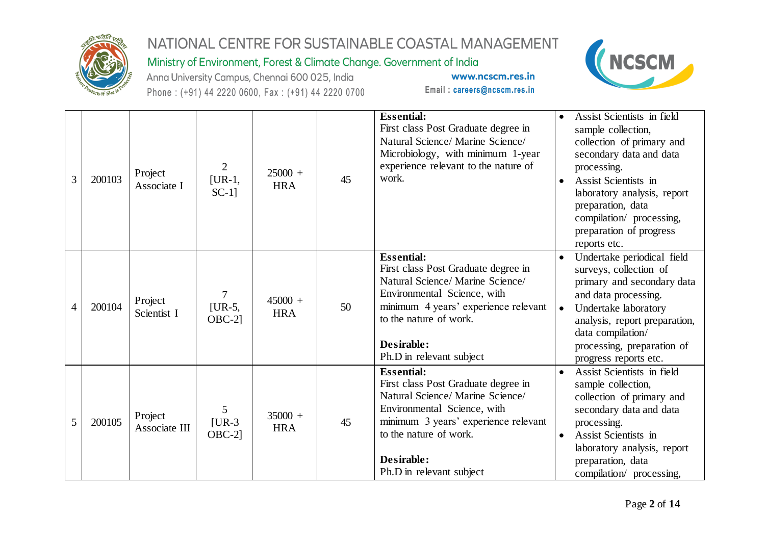| 3 | 200103 | Project Associate I | 2 [UR-1, SC-1] | 25000 + HRA | 45 | **Essential:** First class Post Graduate degree in Natural Science/ Marine Science/ Microbiology, with minimum 1-year experience relevant to the nature of work. | • Assist Scientists in field sample collection, collection of primary and secondary data and data processing.<br>• Assist Scientists in laboratory analysis, report preparation, data compilation/ processing, preparation of progress reports etc. |
|---|---|---|---|---|---|---|---|
| 4 | 200104 | Project Scientist I | 7 [UR-5, OBC-2] | 45000 + HRA | 50 | **Essential:** First class Post Graduate degree in Natural Science/ Marine Science/ Environmental Science, with minimum 4 years' experience relevant to the nature of work.<br><br>**Desirable:** Ph.D in relevant subject | • Undertake periodical field surveys, collection of primary and secondary data and data processing.<br>• Undertake laboratory analysis, report preparation, data compilation/ processing, preparation of progress reports etc. |
| 5 | 200105 | Project Associate III | 5 [UR-3 OBC-2] | 35000 + HRA | 45 | **Essential:** First class Post Graduate degree in Natural Science/ Marine Science/ Environmental Science, with minimum 3 years' experience relevant to the nature of work.<br><br>**Desirable:** Ph.D in relevant subject | • Assist Scientists in field sample collection, collection of primary and secondary data and data processing.<br>• Assist Scientists in laboratory analysis, report preparation, data compilation/ processing, |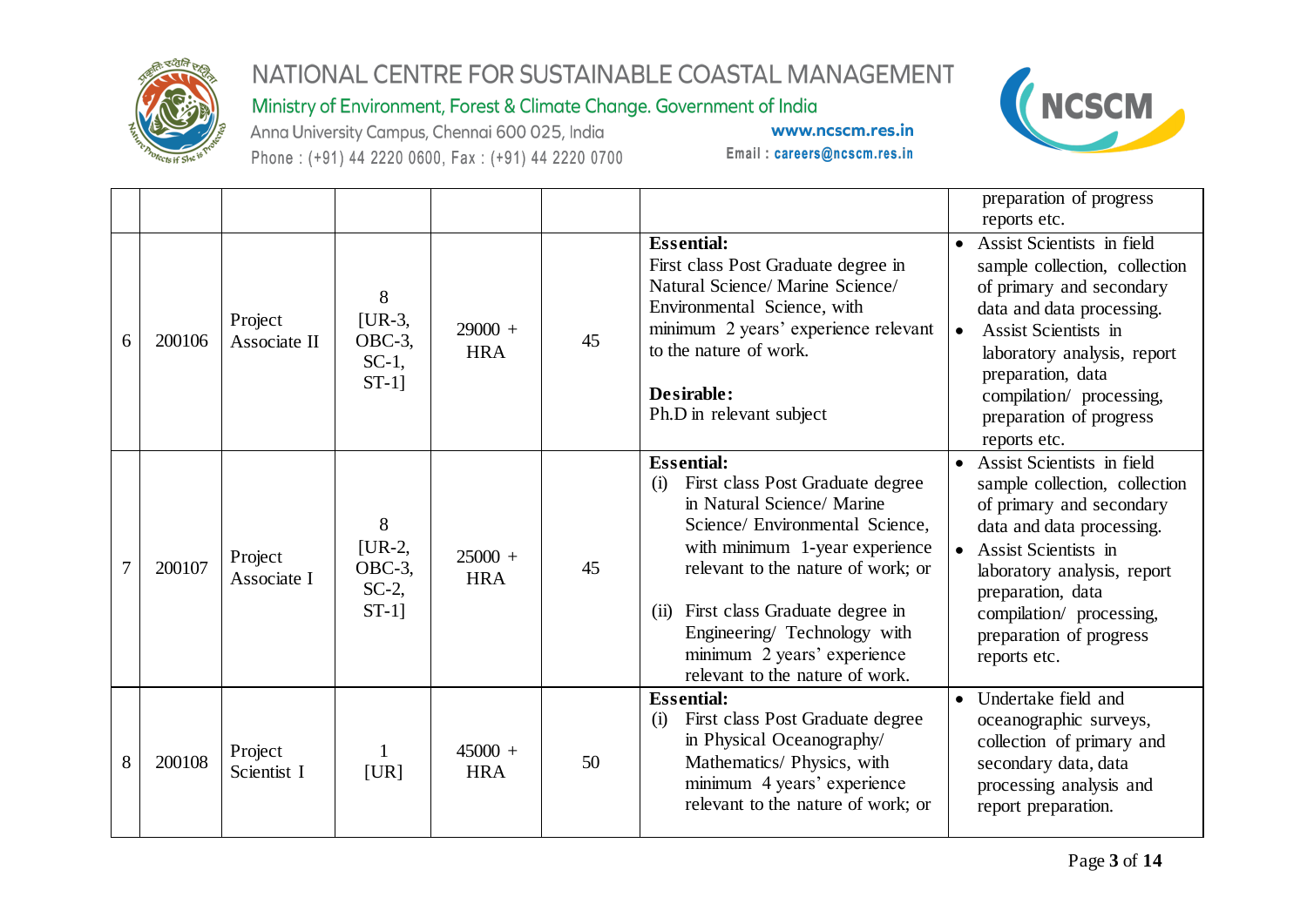| | | | | | | | |
|---|---|---|---|---|---|---|---|
| | | | | | | | preparation of progress reports etc. |
| 6 | 200106 | Project Associate II | 8 [UR-3, OBC-3, SC-1, ST-1] | 29000 + HRA | 45 | **Essential:** First class Post Graduate degree in Natural Science/ Marine Science/ Environmental Science, with minimum 2 years' experience relevant to the nature of work.<br><br>**Desirable:** Ph.D in relevant subject | • Assist Scientists in field sample collection, collection of primary and secondary data and data processing.<br>• Assist Scientists in laboratory analysis, report preparation, data compilation/ processing, preparation of progress reports etc. |
| 7 | 200107 | Project Associate I | 8 [UR-2, OBC-3, SC-2, ST-1] | 25000 + HRA | 45 | **Essential:**<br>(i) First class Post Graduate degree in Natural Science/ Marine Science/ Environmental Science, with minimum 1-year experience relevant to the nature of work; or<br><br>(ii) First class Graduate degree in Engineering/ Technology with minimum 2 years' experience relevant to the nature of work. | • Assist Scientists in field sample collection, collection of primary and secondary data and data processing.<br>• Assist Scientists in laboratory analysis, report preparation, data compilation/ processing, preparation of progress reports etc. |
| 8 | 200108 | Project Scientist I | 1 [UR] | 45000 + HRA | 50 | **Essential:**<br>(i) First class Post Graduate degree in Physical Oceanography/ Mathematics/ Physics, with minimum 4 years' experience relevant to the nature of work; or | • Undertake field and oceanographic surveys, collection of primary and secondary data, data processing analysis and report preparation. |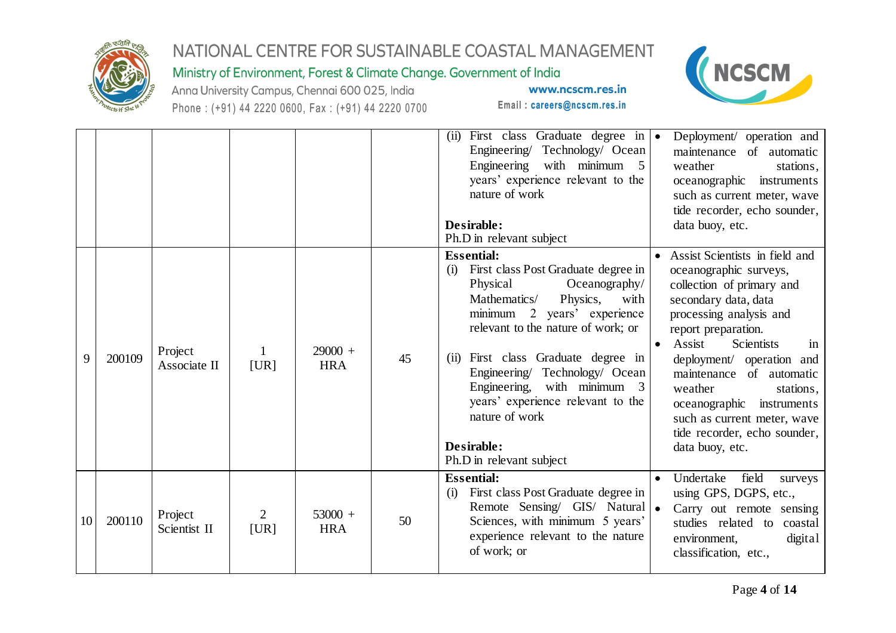| | | | | | | | |
|---|---|---|---|---|---|---|---|
| | | | | | | (ii) First class Graduate degree in Engineering/ Technology/ Ocean Engineering with minimum 5 years' experience relevant to the nature of work<br><br>**Desirable:**<br>Ph.D in relevant subject | • Deployment/ operation and maintenance of automatic weather stations, oceanographic instruments such as current meter, wave tide recorder, echo sounder, data buoy, etc. |
| 9 | 200109 | Project Associate II | 1 [UR] | 29000 + HRA | 45 | **Essential:**<br>(i) First class Post Graduate degree in Physical Oceanography/ Mathematics/ Physics, with minimum 2 years' experience relevant to the nature of work; or<br><br>(ii) First class Graduate degree in Engineering/ Technology/ Ocean Engineering, with minimum 3 years' experience relevant to the nature of work<br><br>**Desirable:**<br>Ph.D in relevant subject | • Assist Scientists in field and oceanographic surveys, collection of primary and secondary data, data processing analysis and report preparation.<br>• Assist Scientists in deployment/ operation and maintenance of automatic weather stations, oceanographic instruments such as current meter, wave tide recorder, echo sounder, data buoy, etc. |
| 10 | 200110 | Project Scientist II | 2 [UR] | 53000 + HRA | 50 | **Essential:**<br>(i) First class Post Graduate degree in Remote Sensing/ GIS/ Natural Sciences, with minimum 5 years' experience relevant to the nature of work; or | • Undertake field surveys using GPS, DGPS, etc.,<br>• Carry out remote sensing studies related to coastal environment, digital classification, etc., |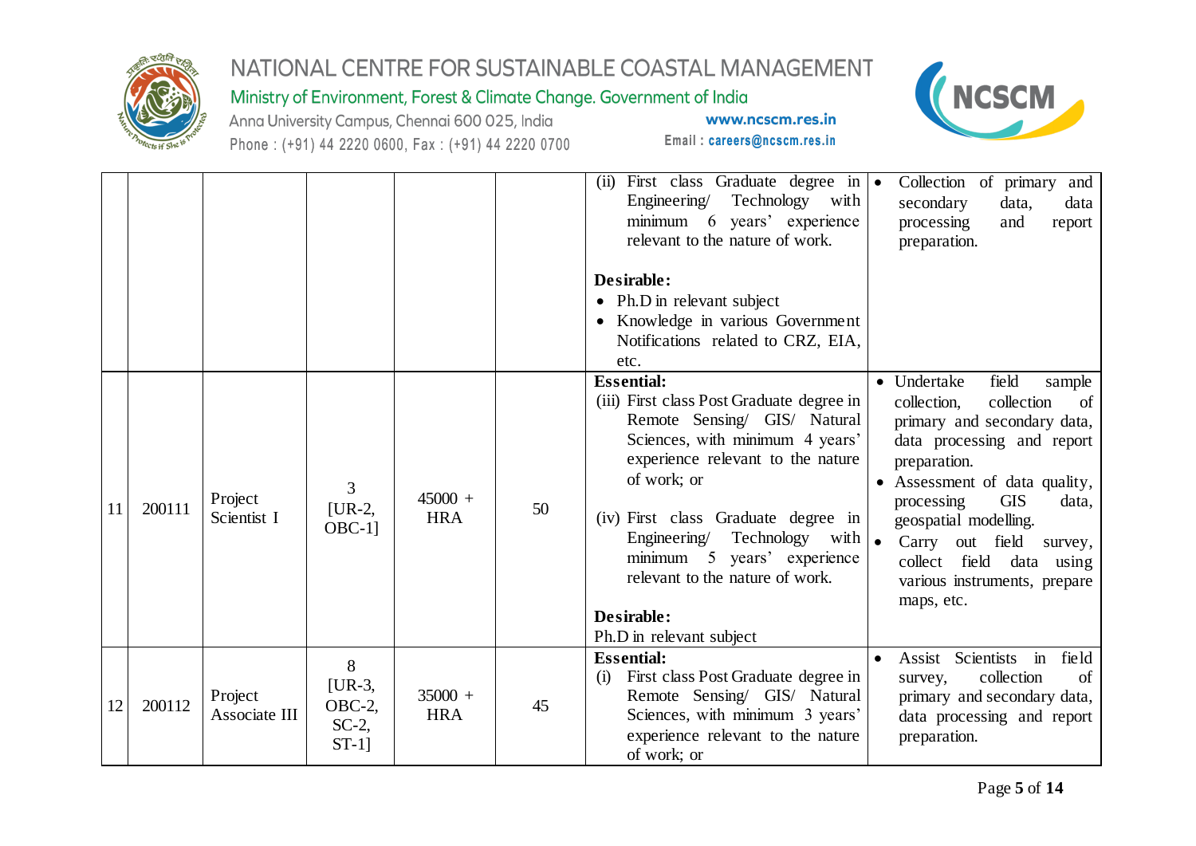| | | | | | | | |
|---|---|---|---|---|---|---|---|
| | | | | | | (ii) First class Graduate degree in Engineering/ Technology with minimum 6 years' experience relevant to the nature of work.<br><br>**Desirable:**<br>• Ph.D in relevant subject<br>• Knowledge in various Government Notifications related to CRZ, EIA, etc. | • Collection of primary and secondary data, data processing and report preparation. |
| 11 | 200111 | Project Scientist I | 3 [UR-2, OBC-1] | 45000 + HRA | 50 | **Essential:**<br>(iii) First class Post Graduate degree in Remote Sensing/ GIS/ Natural Sciences, with minimum 4 years' experience relevant to the nature of work; or<br><br>(iv) First class Graduate degree in Engineering/ Technology with minimum 5 years' experience relevant to the nature of work.<br><br>**Desirable:**<br>Ph.D in relevant subject | • Undertake field sample collection, collection of primary and secondary data, data processing and report preparation.<br>• Assessment of data quality, processing GIS data, geospatial modelling.<br>• Carry out field survey, collect field data using various instruments, prepare maps, etc. |
| 12 | 200112 | Project Associate III | 8 [UR-3, OBC-2, SC-2, ST-1] | 35000 + HRA | 45 | **Essential:**<br>(i) First class Post Graduate degree in Remote Sensing/ GIS/ Natural Sciences, with minimum 3 years' experience relevant to the nature of work; or | • Assist Scientists in field survey, collection of primary and secondary data, data processing and report preparation. |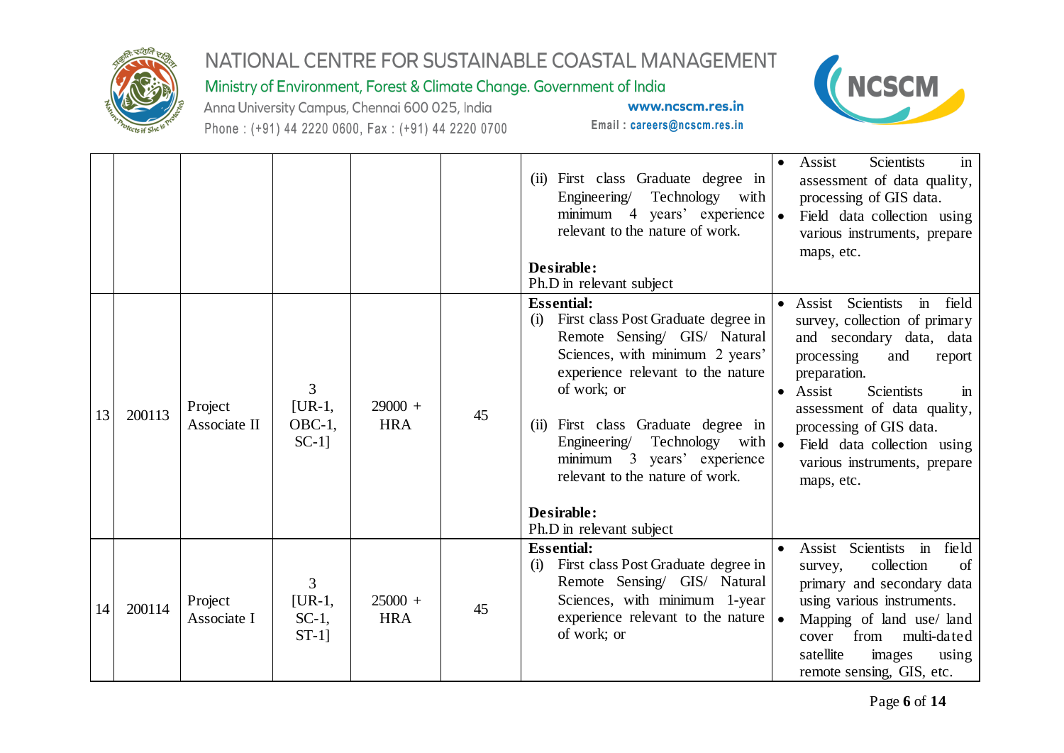| | | | | | | | |
|---|---|---|---|---|---|---|---|
| | | | | | | (ii) First class Graduate degree in Engineering/ Technology with minimum 4 years' experience relevant to the nature of work.<br><br>**Desirable:**<br>Ph.D in relevant subject | • Assist Scientists in assessment of data quality, processing of GIS data.<br>• Field data collection using various instruments, prepare maps, etc. |
| 13 | 200113 | Project Associate II | 3 [UR-1, OBC-1, SC-1] | 29000 + HRA | 45 | **Essential:**<br>(i) First class Post Graduate degree in Remote Sensing/ GIS/ Natural Sciences, with minimum 2 years' experience relevant to the nature of work; or<br><br>(ii) First class Graduate degree in Engineering/ Technology with minimum 3 years' experience relevant to the nature of work.<br><br>**Desirable:**<br>Ph.D in relevant subject | • Assist Scientists in field survey, collection of primary and secondary data, data processing and report preparation.<br>• Assist Scientists in assessment of data quality, processing of GIS data.<br>• Field data collection using various instruments, prepare maps, etc. |
| 14 | 200114 | Project Associate I | 3 [UR-1, SC-1, ST-1] | 25000 + HRA | 45 | **Essential:**<br>(i) First class Post Graduate degree in Remote Sensing/ GIS/ Natural Sciences, with minimum 1-year experience relevant to the nature of work; or | • Assist Scientists in field survey, collection of primary and secondary data using various instruments.<br>• Mapping of land use/ land cover from multi-dated satellite images using remote sensing, GIS, etc. |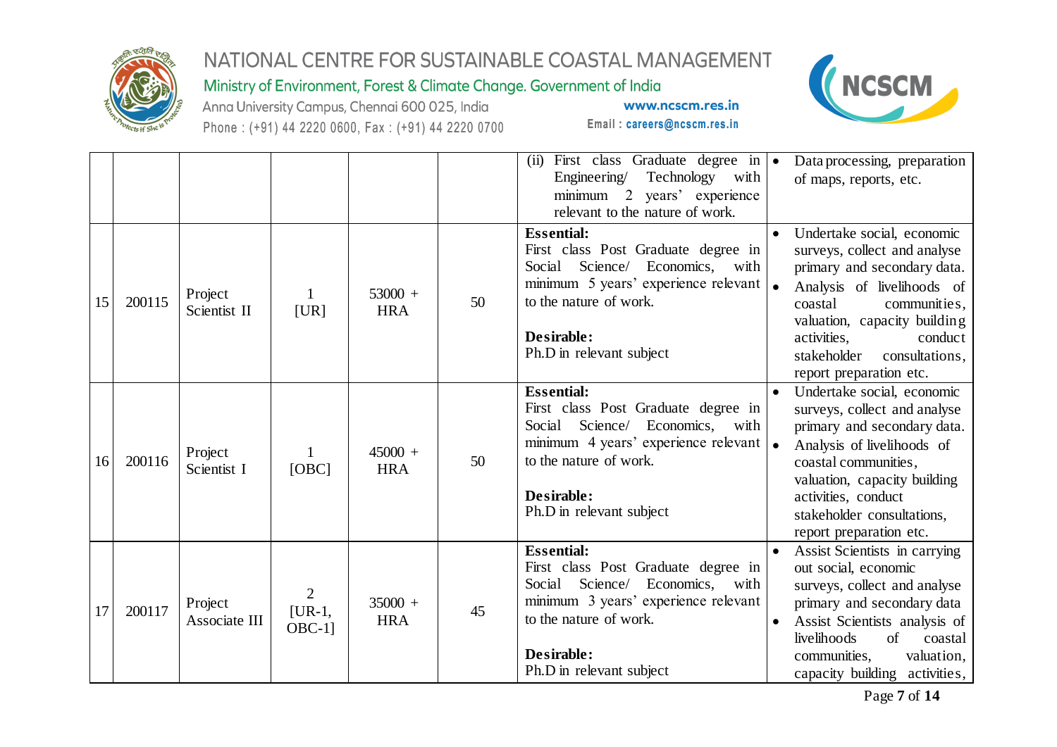| | | | | | | | |
|---|---|---|---|---|---|---|---|
| | | | | | | (ii) First class Graduate degree in Engineering/ Technology with minimum 2 years' experience relevant to the nature of work. | • Data processing, preparation of maps, reports, etc. |
| 15 | 200115 | Project Scientist II | 1 [UR] | 53000 + HRA | 50 | **Essential:** First class Post Graduate degree in Social Science/ Economics, with minimum 5 years' experience relevant to the nature of work.<br><br>**Desirable:** Ph.D in relevant subject | • Undertake social, economic surveys, collect and analyse primary and secondary data.<br>• Analysis of livelihoods of coastal communities, valuation, capacity building activities, conduct stakeholder consultations, report preparation etc. |
| 16 | 200116 | Project Scientist I | 1 [OBC] | 45000 + HRA | 50 | **Essential:** First class Post Graduate degree in Social Science/ Economics, with minimum 4 years' experience relevant to the nature of work.<br><br>**Desirable:** Ph.D in relevant subject | • Undertake social, economic surveys, collect and analyse primary and secondary data.<br>• Analysis of livelihoods of coastal communities, valuation, capacity building activities, conduct stakeholder consultations, report preparation etc. |
| 17 | 200117 | Project Associate III | 2 [UR-1, OBC-1] | 35000 + HRA | 45 | **Essential:** First class Post Graduate degree in Social Science/ Economics, with minimum 3 years' experience relevant to the nature of work.<br><br>**Desirable:** Ph.D in relevant subject | • Assist Scientists in carrying out social, economic surveys, collect and analyse primary and secondary data<br>• Assist Scientists analysis of livelihoods of coastal communities, valuation, capacity building activities, |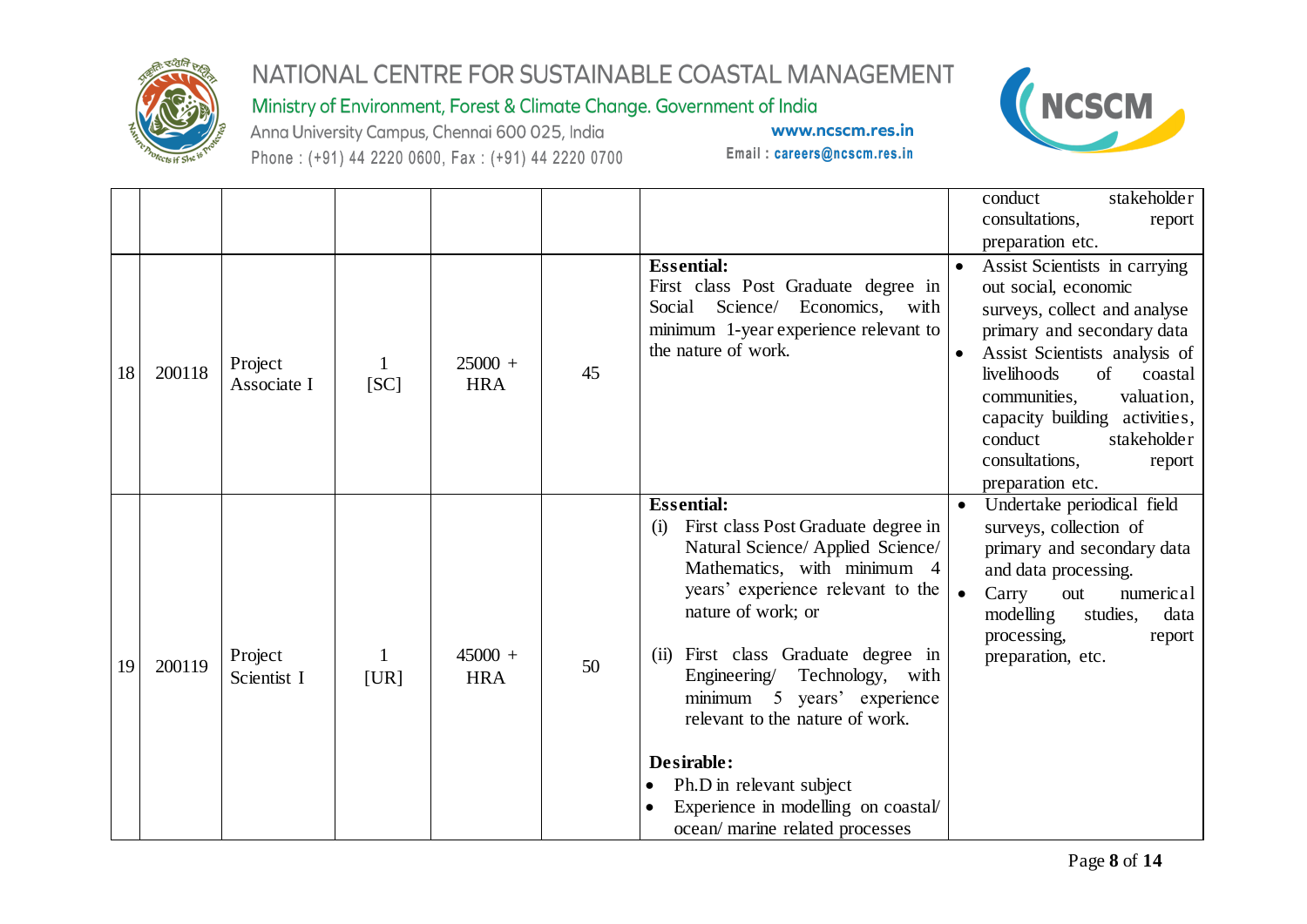| | | | | | | | conduct stakeholder consultations, report preparation etc. |
|---|---|---|---|---|---|---|---|
| 18 | 200118 | Project Associate I | 1 [SC] | 25000 + HRA | 45 | **Essential:** First class Post Graduate degree in Social Science/ Economics, with minimum 1-year experience relevant to the nature of work. | • Assist Scientists in carrying out social, economic surveys, collect and analyse primary and secondary data<br>• Assist Scientists analysis of livelihoods of coastal communities, valuation, capacity building activities, conduct stakeholder consultations, report preparation etc. |
| 19 | 200119 | Project Scientist I | 1 [UR] | 45000 + HRA | 50 | **Essential:**<br>(i) First class Post Graduate degree in Natural Science/ Applied Science/ Mathematics, with minimum 4 years' experience relevant to the nature of work; or<br>(ii) First class Graduate degree in Engineering/ Technology, with minimum 5 years' experience relevant to the nature of work.<br>**Desirable:**<br>• Ph.D in relevant subject<br>• Experience in modelling on coastal/ ocean/ marine related processes | • Undertake periodical field surveys, collection of primary and secondary data and data processing.<br>• Carry out numerical modelling studies, data processing, report preparation, etc. |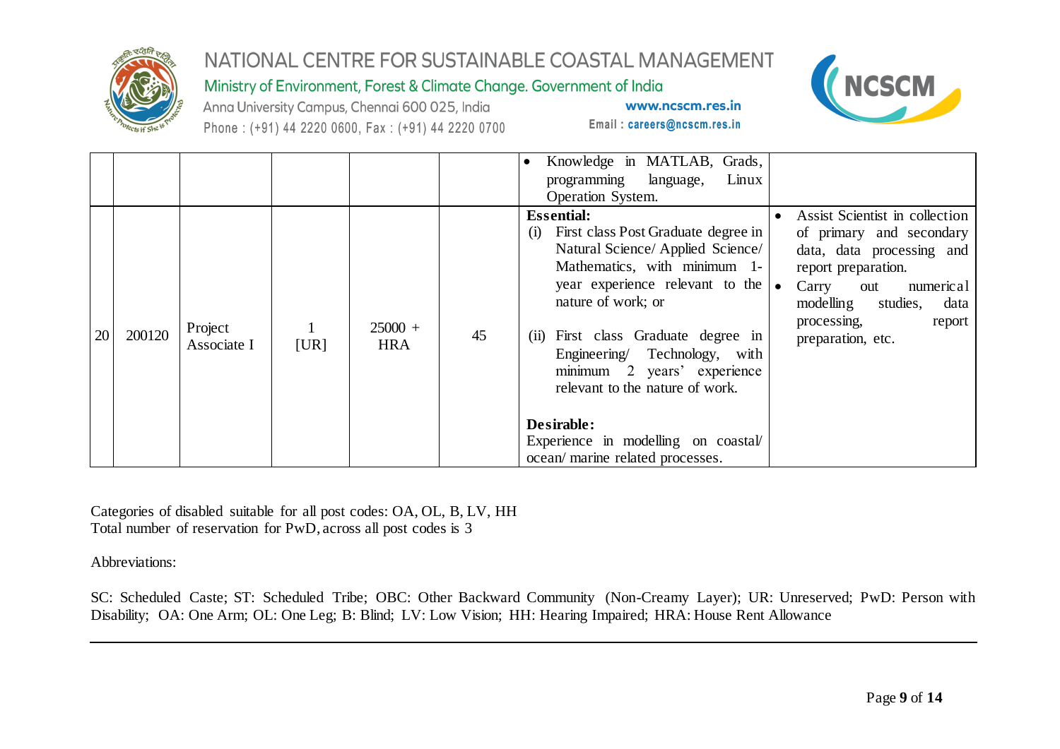| | | | | | | | |
|---|---|---|---|---|---|---|---|
| | | | | | | • Knowledge in MATLAB, Grads, programming language, Linux Operation System. | |
| 20 | 200120 | Project Associate I | 1 [UR] | 25000 + HRA | 45 | **Essential:**<br>(i) First class Post Graduate degree in Natural Science/ Applied Science/ Mathematics, with minimum 1-year experience relevant to the nature of work; or<br><br>(ii) First class Graduate degree in Engineering/ Technology, with minimum 2 years' experience relevant to the nature of work.<br><br>**Desirable:**<br>Experience in modelling on coastal/ ocean/ marine related processes. | • Assist Scientist in collection of primary and secondary data, data processing and report preparation.<br>• Carry out numerical modelling studies, data processing, report preparation, etc. |

Categories of disabled suitable for all post codes: OA, OL, B, LV, HH
Total number of reservation for PwD, across all post codes is 3

Abbreviations:

SC: Scheduled Caste; ST: Scheduled Tribe; OBC: Other Backward Community (Non-Creamy Layer); UR: Unreserved; PwD: Person with Disability; OA: One Arm; OL: One Leg; B: Blind; LV: Low Vision; HH: Hearing Impaired; HRA: House Rent Allowance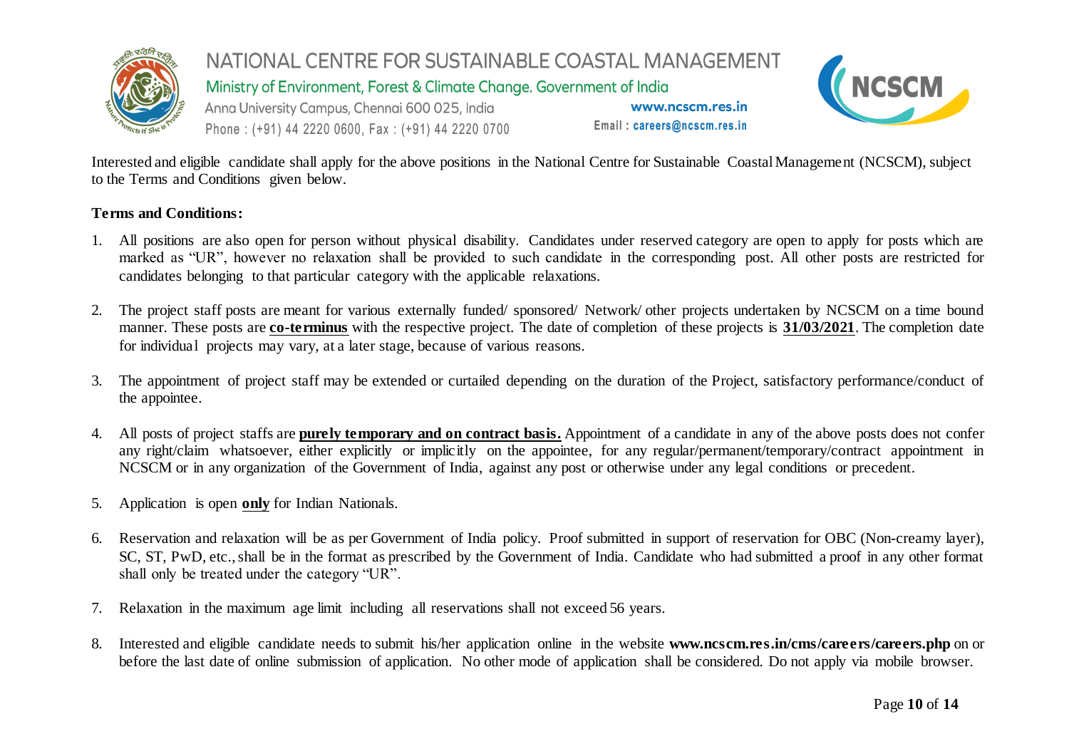Interested and eligible candidate shall apply for the above positions in the National Centre for Sustainable Coastal Management (NCSCM), subject to the Terms and Conditions given below.

**Terms and Conditions:**

1. All positions are also open for person without physical disability. Candidates under reserved category are open to apply for posts which are marked as "UR", however no relaxation shall be provided to such candidate in the corresponding post. All other posts are restricted for candidates belonging to that particular category with the applicable relaxations.

2. The project staff posts are meant for various externally funded/ sponsored/ Network/ other projects undertaken by NCSCM on a time bound manner. These posts are **co-terminus** with the respective project. The date of completion of these projects is **31/03/2021**. The completion date for individual projects may vary, at a later stage, because of various reasons.

3. The appointment of project staff may be extended or curtailed depending on the duration of the Project, satisfactory performance/conduct of the appointee.

4. All posts of project staffs are **purely temporary and on contract basis.** Appointment of a candidate in any of the above posts does not confer any right/claim whatsoever, either explicitly or implicitly on the appointee, for any regular/permanent/temporary/contract appointment in NCSCM or in any organization of the Government of India, against any post or otherwise under any legal conditions or precedent.

5. Application is open **only** for Indian Nationals.

6. Reservation and relaxation will be as per Government of India policy. Proof submitted in support of reservation for OBC (Non-creamy layer), SC, ST, PwD, etc., shall be in the format as prescribed by the Government of India. Candidate who had submitted a proof in any other format shall only be treated under the category "UR".

7. Relaxation in the maximum age limit including all reservations shall not exceed 56 years.

8. Interested and eligible candidate needs to submit his/her application online in the website **www.ncscm.res.in/cms/careers/careers.php** on or before the last date of online submission of application. No other mode of application shall be considered. Do not apply via mobile browser.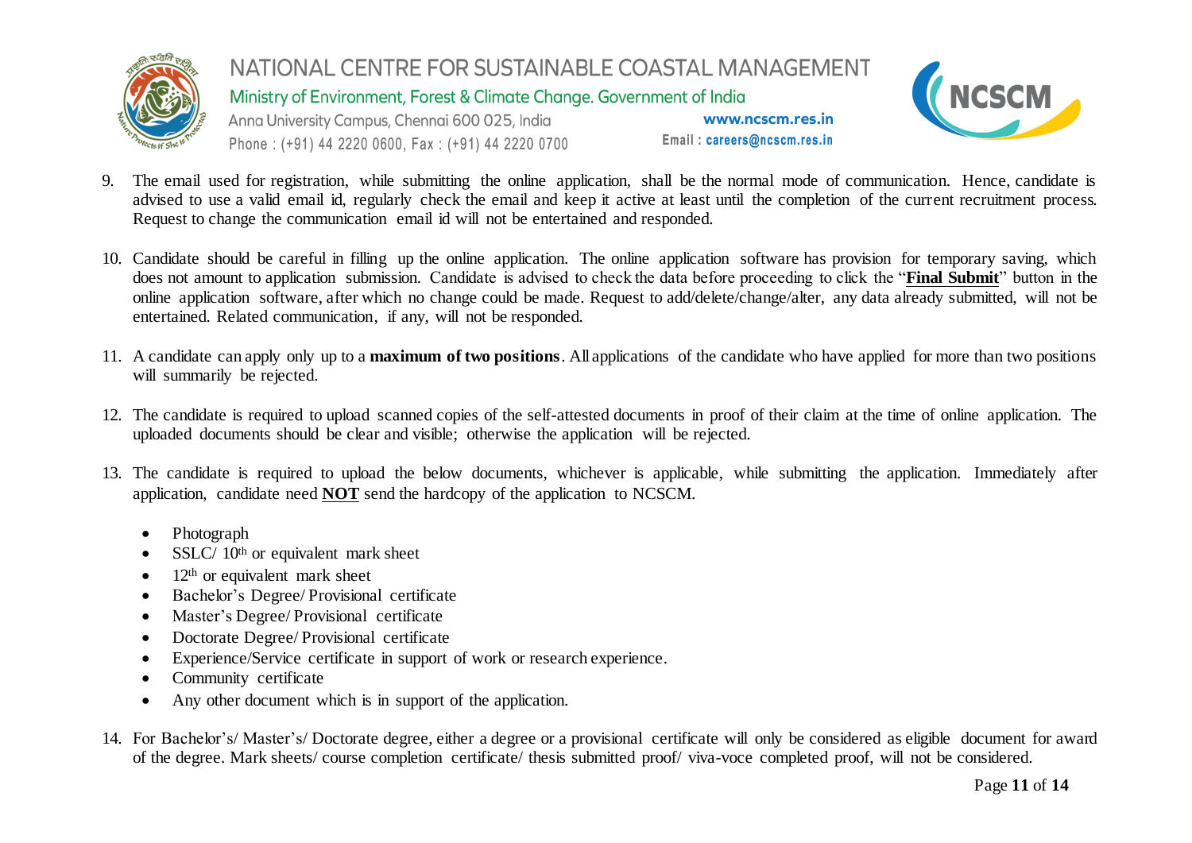9. The email used for registration, while submitting the online application, shall be the normal mode of communication. Hence, candidate is advised to use a valid email id, regularly check the email and keep it active at least until the completion of the current recruitment process. Request to change the communication email id will not be entertained and responded.

10. Candidate should be careful in filling up the online application. The online application software has provision for temporary saving, which does not amount to application submission. Candidate is advised to check the data before proceeding to click the "**<u>Final Submit</u>**" button in the online application software, after which no change could be made. Request to add/delete/change/alter, any data already submitted, will not be entertained. Related communication, if any, will not be responded.

11. A candidate can apply only up to a **maximum of two positions**. All applications of the candidate who have applied for more than two positions will summarily be rejected.

12. The candidate is required to upload scanned copies of the self-attested documents in proof of their claim at the time of online application. The uploaded documents should be clear and visible; otherwise the application will be rejected.

13. The candidate is required to upload the below documents, whichever is applicable, while submitting the application. Immediately after application, candidate need **<u>NOT</u>** send the hardcopy of the application to NCSCM.

    - Photograph
    - SSLC/ 10th or equivalent mark sheet
    - 12th or equivalent mark sheet
    - Bachelor's Degree/ Provisional certificate
    - Master's Degree/ Provisional certificate
    - Doctorate Degree/ Provisional certificate
    - Experience/Service certificate in support of work or research experience.
    - Community certificate
    - Any other document which is in support of the application.

14. For Bachelor's/ Master's/ Doctorate degree, either a degree or a provisional certificate will only be considered as eligible document for award of the degree. Mark sheets/ course completion certificate/ thesis submitted proof/ viva-voce completed proof, will not be considered.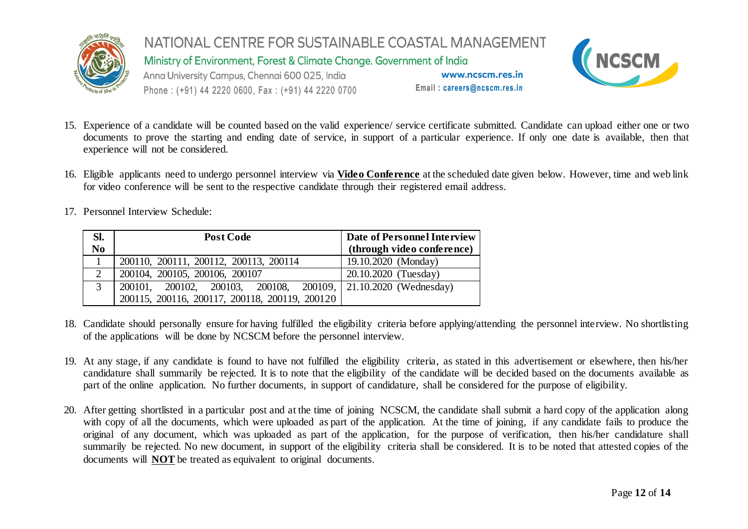15. Experience of a candidate will be counted based on the valid experience/ service certificate submitted. Candidate can upload either one or two documents to prove the starting and ending date of service, in support of a particular experience. If only one date is available, then that experience will not be considered.

16. Eligible applicants need to undergo personnel interview via **Video Conference** at the scheduled date given below. However, time and web link for video conference will be sent to the respective candidate through their registered email address.

17. Personnel Interview Schedule:

| Sl. No | Post Code | Date of Personnel Interview (through video conference) |
|---|---|---|
| 1 | 200110, 200111, 200112, 200113, 200114 | 19.10.2020 (Monday) |
| 2 | 200104, 200105, 200106, 200107 | 20.10.2020 (Tuesday) |
| 3 | 200101, 200102, 200103, 200108, 200109, 200115, 200116, 200117, 200118, 200119, 200120 | 21.10.2020 (Wednesday) |

18. Candidate should personally ensure for having fulfilled the eligibility criteria before applying/attending the personnel interview. No shortlisting of the applications will be done by NCSCM before the personnel interview.

19. At any stage, if any candidate is found to have not fulfilled the eligibility criteria, as stated in this advertisement or elsewhere, then his/her candidature shall summarily be rejected. It is to note that the eligibility of the candidate will be decided based on the documents available as part of the online application. No further documents, in support of candidature, shall be considered for the purpose of eligibility.

20. After getting shortlisted in a particular post and at the time of joining NCSCM, the candidate shall submit a hard copy of the application along with copy of all the documents, which were uploaded as part of the application. At the time of joining, if any candidate fails to produce the original of any document, which was uploaded as part of the application, for the purpose of verification, then his/her candidature shall summarily be rejected. No new document, in support of the eligibility criteria shall be considered. It is to be noted that attested copies of the documents will **NOT** be treated as equivalent to original documents.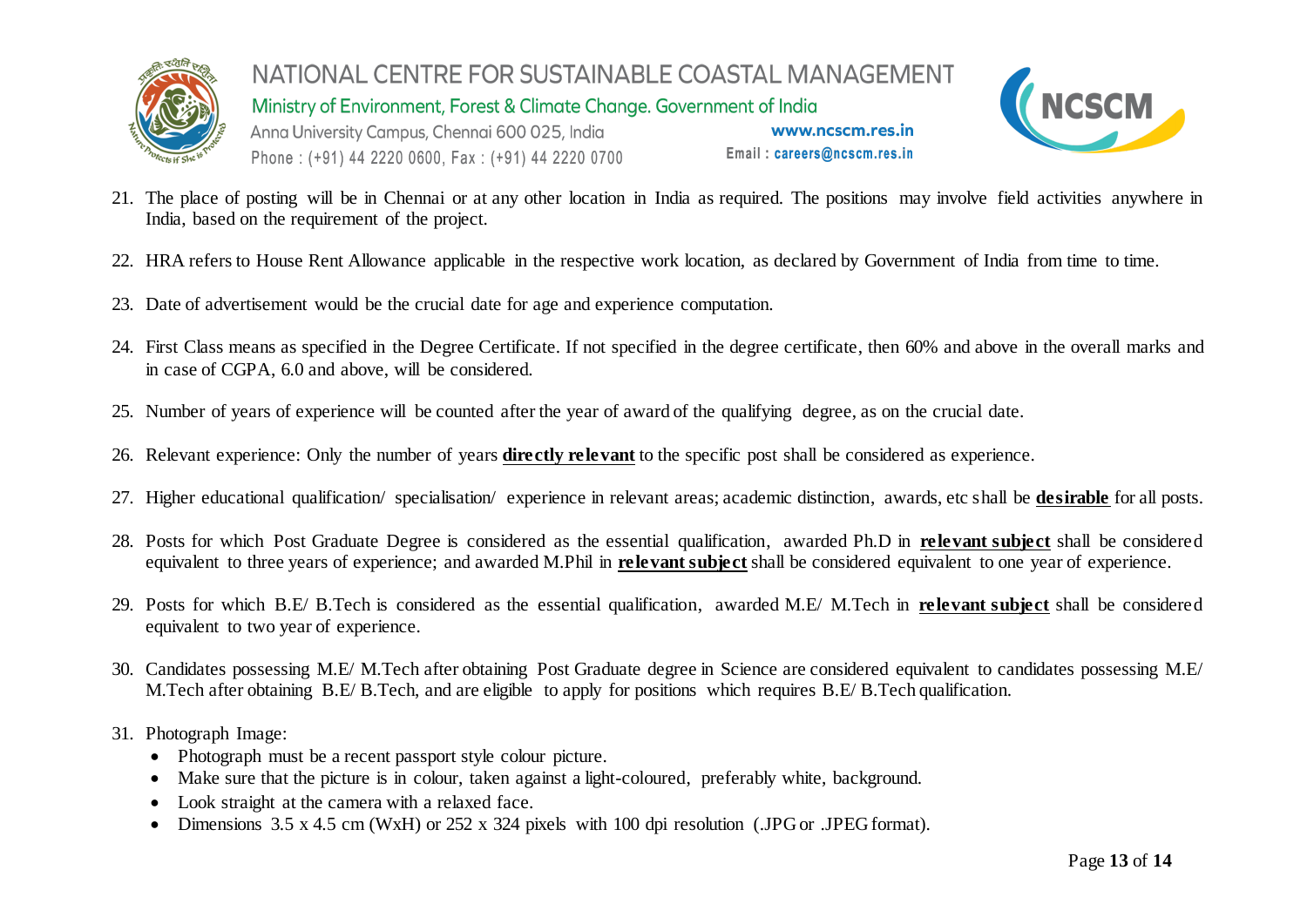21. The place of posting will be in Chennai or at any other location in India as required. The positions may involve field activities anywhere in India, based on the requirement of the project.

22. HRA refers to House Rent Allowance applicable in the respective work location, as declared by Government of India from time to time.

23. Date of advertisement would be the crucial date for age and experience computation.

24. First Class means as specified in the Degree Certificate. If not specified in the degree certificate, then 60% and above in the overall marks and in case of CGPA, 6.0 and above, will be considered.

25. Number of years of experience will be counted after the year of award of the qualifying degree, as on the crucial date.

26. Relevant experience: Only the number of years **directly relevant** to the specific post shall be considered as experience.

27. Higher educational qualification/ specialisation/ experience in relevant areas; academic distinction, awards, etc shall be **desirable** for all posts.

28. Posts for which Post Graduate Degree is considered as the essential qualification, awarded Ph.D in **relevant subject** shall be considered equivalent to three years of experience; and awarded M.Phil in **relevant subject** shall be considered equivalent to one year of experience.

29. Posts for which B.E/ B.Tech is considered as the essential qualification, awarded M.E/ M.Tech in **relevant subject** shall be considered equivalent to two year of experience.

30. Candidates possessing M.E/ M.Tech after obtaining Post Graduate degree in Science are considered equivalent to candidates possessing M.E/ M.Tech after obtaining B.E/ B.Tech, and are eligible to apply for positions which requires B.E/ B.Tech qualification.

31. Photograph Image:
    - Photograph must be a recent passport style colour picture.
    - Make sure that the picture is in colour, taken against a light-coloured, preferably white, background.
    - Look straight at the camera with a relaxed face.
    - Dimensions 3.5 x 4.5 cm (WxH) or 252 x 324 pixels with 100 dpi resolution (.JPG or .JPEG format).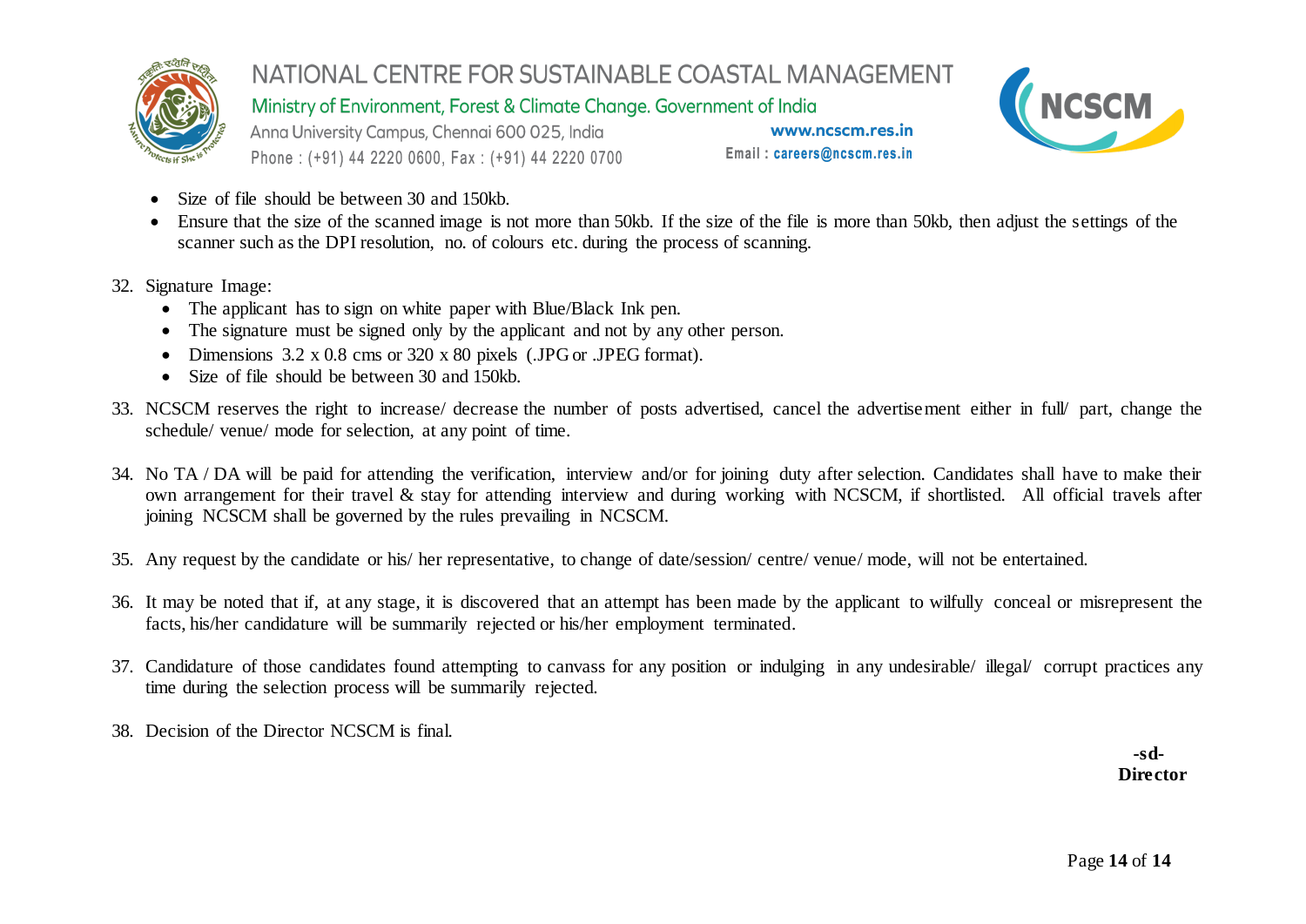- Size of file should be between 30 and 150kb.
- Ensure that the size of the scanned image is not more than 50kb. If the size of the file is more than 50kb, then adjust the settings of the scanner such as the DPI resolution, no. of colours etc. during the process of scanning.

32. Signature Image:
    - The applicant has to sign on white paper with Blue/Black Ink pen.
    - The signature must be signed only by the applicant and not by any other person.
    - Dimensions 3.2 x 0.8 cms or 320 x 80 pixels (.JPG or .JPEG format).
    - Size of file should be between 30 and 150kb.

33. NCSCM reserves the right to increase/ decrease the number of posts advertised, cancel the advertisement either in full/ part, change the schedule/ venue/ mode for selection, at any point of time.

34. No TA / DA will be paid for attending the verification, interview and/or for joining duty after selection. Candidates shall have to make their own arrangement for their travel & stay for attending interview and during working with NCSCM, if shortlisted. All official travels after joining NCSCM shall be governed by the rules prevailing in NCSCM.

35. Any request by the candidate or his/ her representative, to change of date/session/ centre/ venue/ mode, will not be entertained.

36. It may be noted that if, at any stage, it is discovered that an attempt has been made by the applicant to wilfully conceal or misrepresent the facts, his/her candidature will be summarily rejected or his/her employment terminated.

37. Candidature of those candidates found attempting to canvass for any position or indulging in any undesirable/ illegal/ corrupt practices any time during the selection process will be summarily rejected.

38. Decision of the Director NCSCM is final.

**-sd-**
**Director**